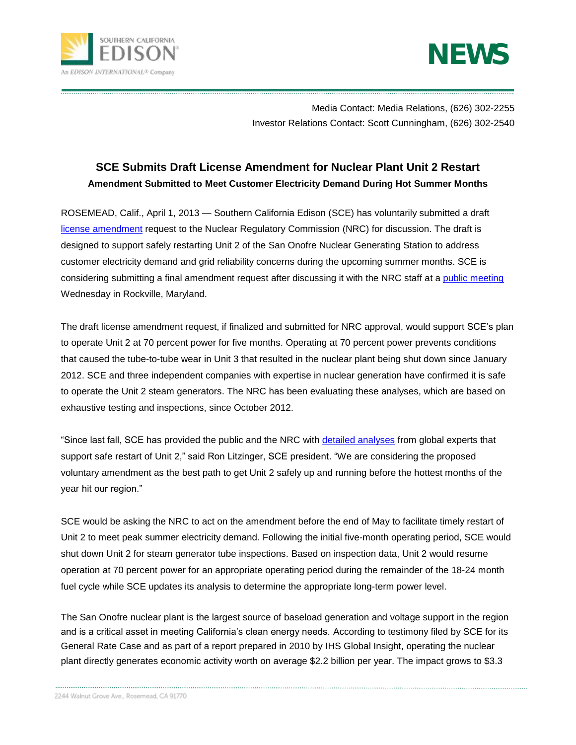SOUTHERN CALIFORNIA EDISON

An EDISON INTERNATIONAL® Company

**NEWS**

Media Contact: Media Relations, (626) 302-2255
Investor Relations Contact: Scott Cunningham, (626) 302-2540

## SCE Submits Draft License Amendment for Nuclear Plant Unit 2 Restart

**Amendment Submitted to Meet Customer Electricity Demand During Hot Summer Months**

ROSEMEAD, Calif., April 1, 2013 — Southern California Edison (SCE) has voluntarily submitted a draft license amendment request to the Nuclear Regulatory Commission (NRC) for discussion. The draft is designed to support safely restarting Unit 2 of the San Onofre Nuclear Generating Station to address customer electricity demand and grid reliability concerns during the upcoming summer months. SCE is considering submitting a final amendment request after discussing it with the NRC staff at a public meeting Wednesday in Rockville, Maryland.

The draft license amendment request, if finalized and submitted for NRC approval, would support SCE's plan to operate Unit 2 at 70 percent power for five months. Operating at 70 percent power prevents conditions that caused the tube-to-tube wear in Unit 3 that resulted in the nuclear plant being shut down since January 2012. SCE and three independent companies with expertise in nuclear generation have confirmed it is safe to operate the Unit 2 steam generators. The NRC has been evaluating these analyses, which are based on exhaustive testing and inspections, since October 2012.

"Since last fall, SCE has provided the public and the NRC with detailed analyses from global experts that support safe restart of Unit 2," said Ron Litzinger, SCE president. "We are considering the proposed voluntary amendment as the best path to get Unit 2 safely up and running before the hottest months of the year hit our region."

SCE would be asking the NRC to act on the amendment before the end of May to facilitate timely restart of Unit 2 to meet peak summer electricity demand. Following the initial five-month operating period, SCE would shut down Unit 2 for steam generator tube inspections. Based on inspection data, Unit 2 would resume operation at 70 percent power for an appropriate operating period during the remainder of the 18-24 month fuel cycle while SCE updates its analysis to determine the appropriate long-term power level.

The San Onofre nuclear plant is the largest source of baseload generation and voltage support in the region and is a critical asset in meeting California's clean energy needs. According to testimony filed by SCE for its General Rate Case and as part of a report prepared in 2010 by IHS Global Insight, operating the nuclear plant directly generates economic activity worth on average $2.2 billion per year. The impact grows to $3.3

2244 Walnut Grove Ave., Rosemead, CA 91770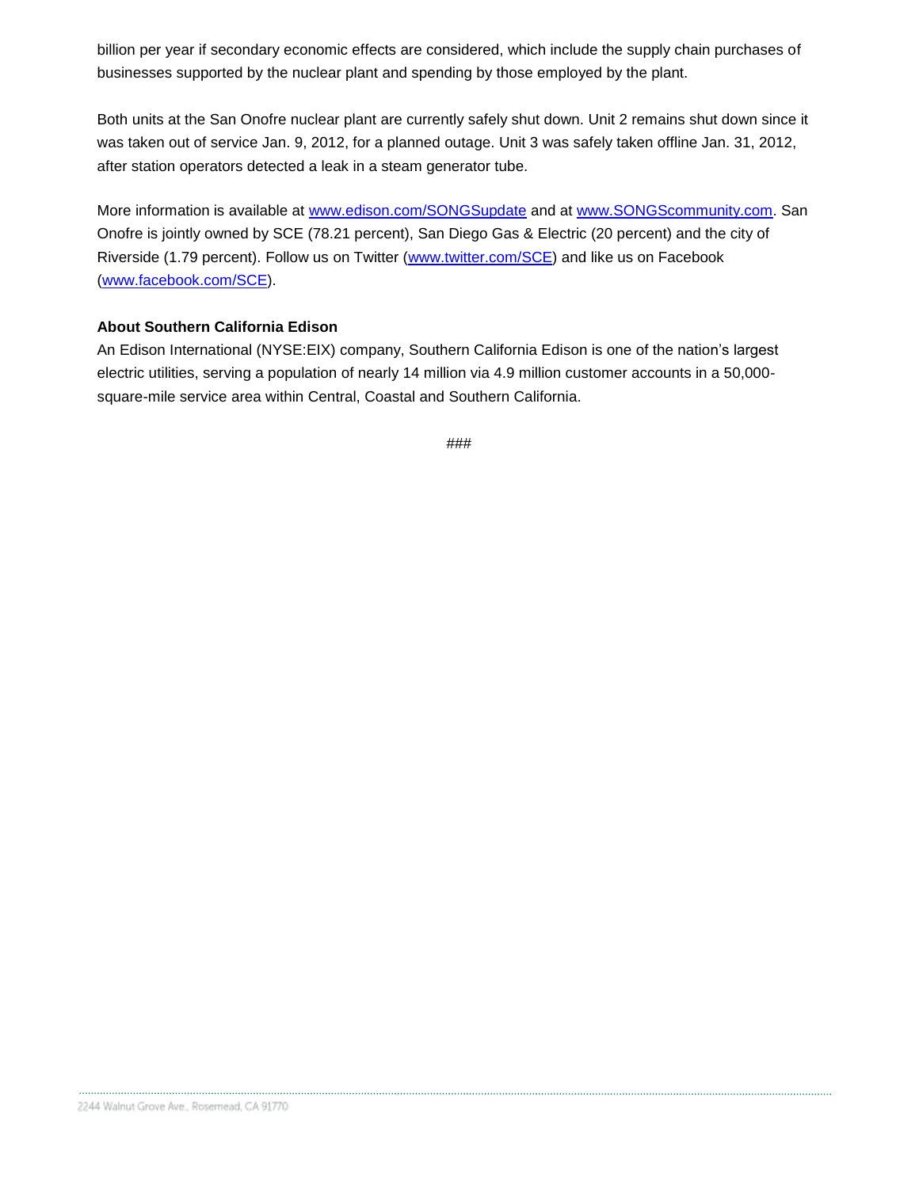billion per year if secondary economic effects are considered, which include the supply chain purchases of businesses supported by the nuclear plant and spending by those employed by the plant.

Both units at the San Onofre nuclear plant are currently safely shut down. Unit 2 remains shut down since it was taken out of service Jan. 9, 2012, for a planned outage. Unit 3 was safely taken offline Jan. 31, 2012, after station operators detected a leak in a steam generator tube.

More information is available at www.edison.com/SONGSupdate and at www.SONGScommunity.com. San Onofre is jointly owned by SCE (78.21 percent), San Diego Gas & Electric (20 percent) and the city of Riverside (1.79 percent). Follow us on Twitter (www.twitter.com/SCE) and like us on Facebook (www.facebook.com/SCE).

**About Southern California Edison**

An Edison International (NYSE:EIX) company, Southern California Edison is one of the nation's largest electric utilities, serving a population of nearly 14 million via 4.9 million customer accounts in a 50,000-square-mile service area within Central, Coastal and Southern California.

###